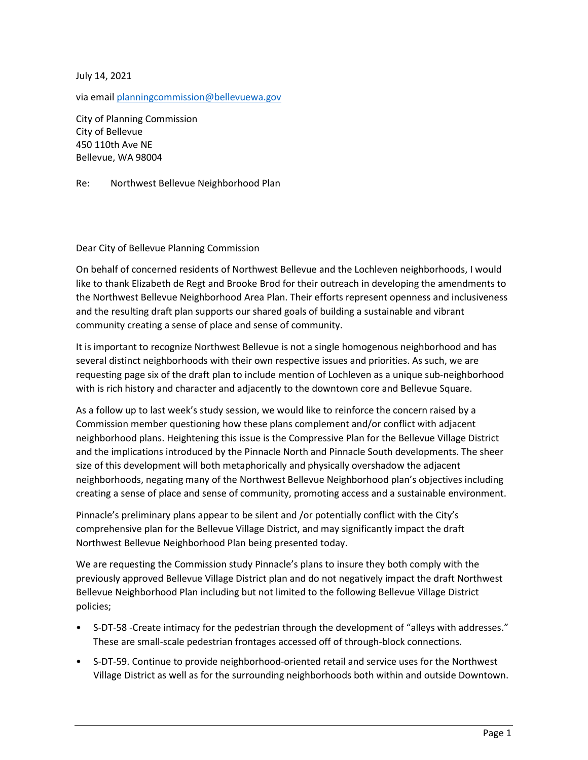July 14, 2021

via email planningcommission@bellevuewa.gov

City of Planning Commission
City of Bellevue
450 110th Ave NE
Bellevue, WA 98004

Re: Northwest Bellevue Neighborhood Plan

Dear City of Bellevue Planning Commission

On behalf of concerned residents of Northwest Bellevue and the Lochleven neighborhoods, I would like to thank Elizabeth de Regt and Brooke Brod for their outreach in developing the amendments to the Northwest Bellevue Neighborhood Area Plan. Their efforts represent openness and inclusiveness and the resulting draft plan supports our shared goals of building a sustainable and vibrant community creating a sense of place and sense of community.

It is important to recognize Northwest Bellevue is not a single homogenous neighborhood and has several distinct neighborhoods with their own respective issues and priorities. As such, we are requesting page six of the draft plan to include mention of Lochleven as a unique sub-neighborhood with is rich history and character and adjacently to the downtown core and Bellevue Square.

As a follow up to last week's study session, we would like to reinforce the concern raised by a Commission member questioning how these plans complement and/or conflict with adjacent neighborhood plans. Heightening this issue is the Compressive Plan for the Bellevue Village District and the implications introduced by the Pinnacle North and Pinnacle South developments. The sheer size of this development will both metaphorically and physically overshadow the adjacent neighborhoods, negating many of the Northwest Bellevue Neighborhood plan's objectives including creating a sense of place and sense of community, promoting access and a sustainable environment.

Pinnacle's preliminary plans appear to be silent and /or potentially conflict with the City's comprehensive plan for the Bellevue Village District, and may significantly impact the draft Northwest Bellevue Neighborhood Plan being presented today.

We are requesting the Commission study Pinnacle's plans to insure they both comply with the previously approved Bellevue Village District plan and do not negatively impact the draft Northwest Bellevue Neighborhood Plan including but not limited to the following Bellevue Village District policies;

- S-DT-58 -Create intimacy for the pedestrian through the development of "alleys with addresses." These are small-scale pedestrian frontages accessed off of through-block connections.
- S-DT-59. Continue to provide neighborhood-oriented retail and service uses for the Northwest Village District as well as for the surrounding neighborhoods both within and outside Downtown.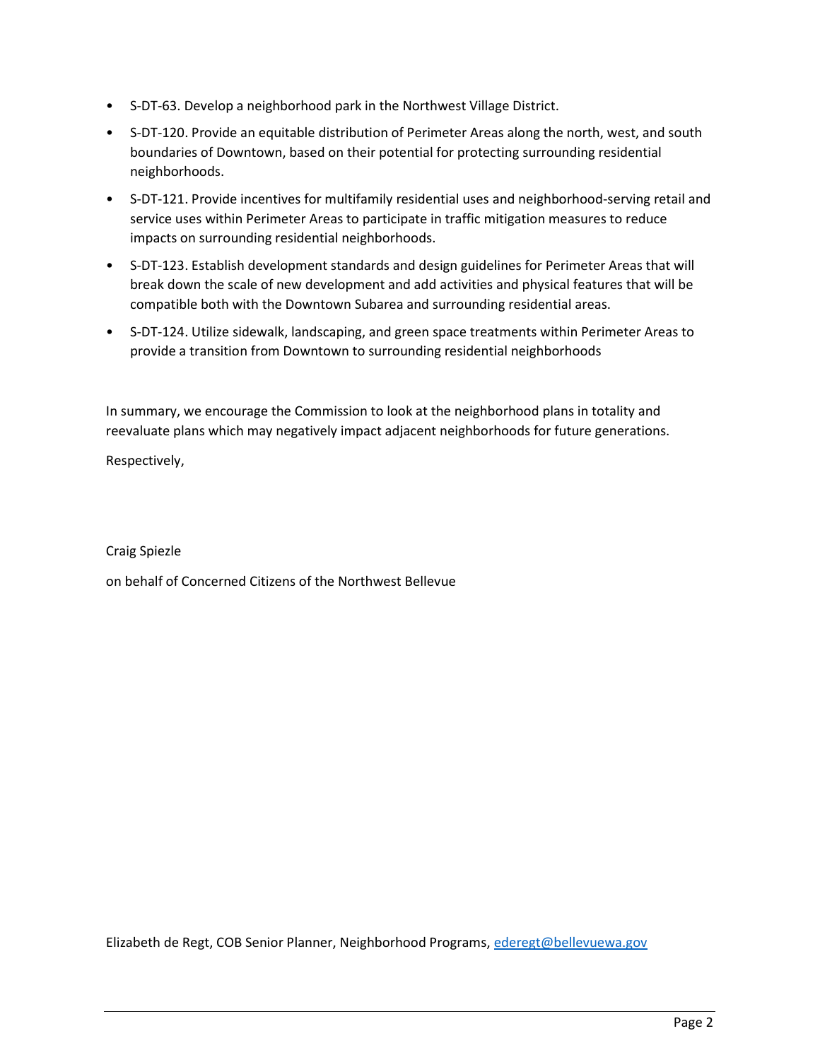- S-DT-63. Develop a neighborhood park in the Northwest Village District.
- S-DT-120. Provide an equitable distribution of Perimeter Areas along the north, west, and south boundaries of Downtown, based on their potential for protecting surrounding residential neighborhoods.
- S-DT-121. Provide incentives for multifamily residential uses and neighborhood-serving retail and service uses within Perimeter Areas to participate in traffic mitigation measures to reduce impacts on surrounding residential neighborhoods.
- S-DT-123. Establish development standards and design guidelines for Perimeter Areas that will break down the scale of new development and add activities and physical features that will be compatible both with the Downtown Subarea and surrounding residential areas.
- S-DT-124. Utilize sidewalk, landscaping, and green space treatments within Perimeter Areas to provide a transition from Downtown to surrounding residential neighborhoods

In summary, we encourage the Commission to look at the neighborhood plans in totality and reevaluate plans which may negatively impact adjacent neighborhoods for future generations.

Respectively,

Craig Spiezle

on behalf of Concerned Citizens of the Northwest Bellevue

Elizabeth de Regt, COB Senior Planner, Neighborhood Programs, [ederegt@bellevuewa.gov](mailto:ederegt@bellevuewa.gov)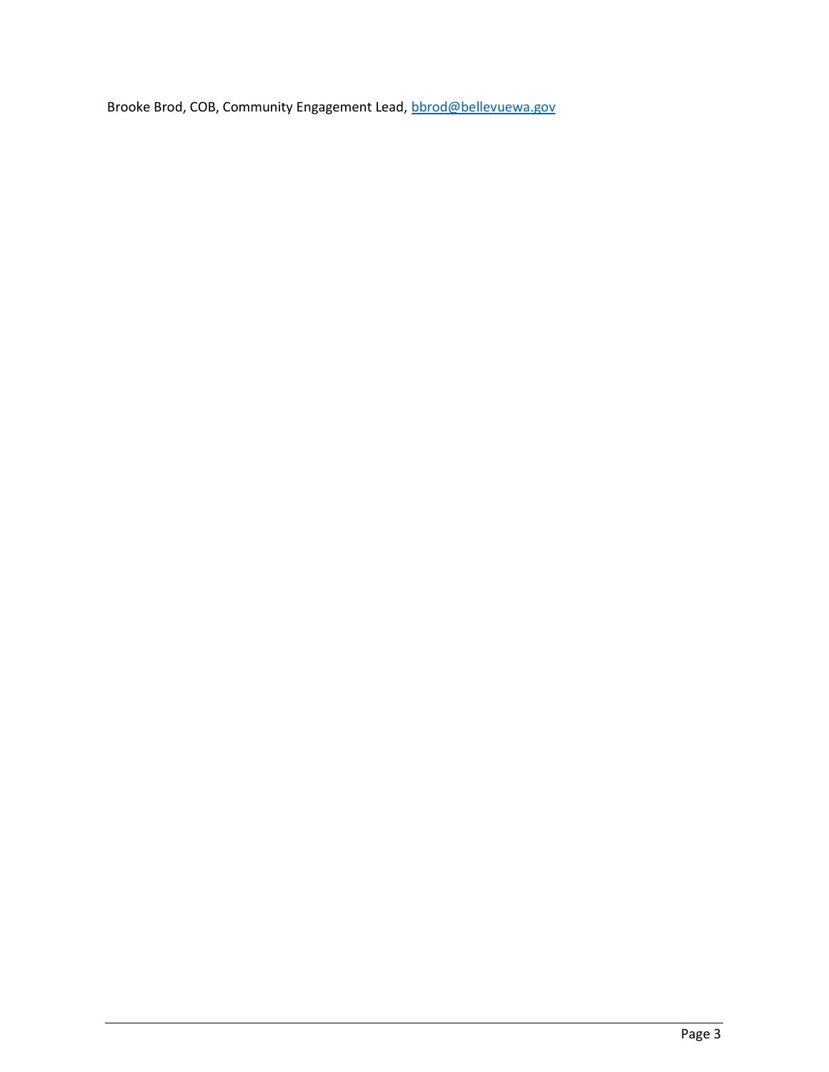Brooke Brod, COB, Community Engagement Lead, [bbrod@bellevuewa.gov](mailto:bbrod@bellevuewa.gov)